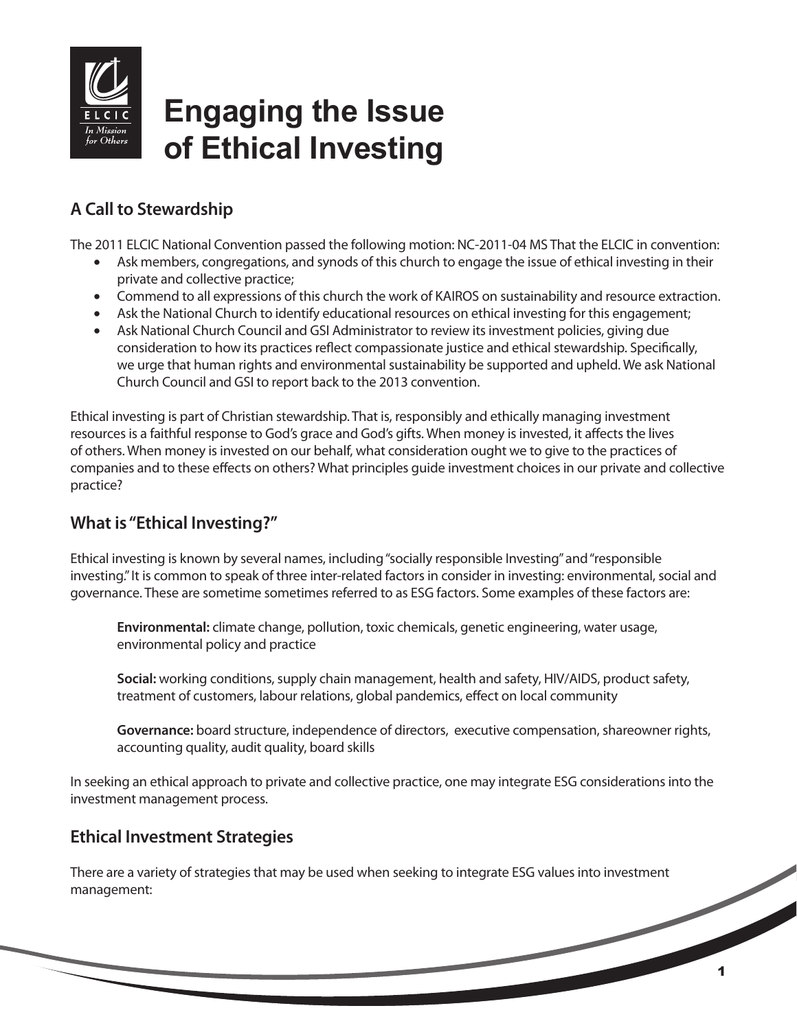# Engaging the Issue of Ethical Investing

## A Call to Stewardship

The 2011 ELCIC National Convention passed the following motion: NC-2011-04 MS That the ELCIC in convention:

- Ask members, congregations, and synods of this church to engage the issue of ethical investing in their private and collective practice;
- Commend to all expressions of this church the work of KAIROS on sustainability and resource extraction.
- Ask the National Church to identify educational resources on ethical investing for this engagement;
- Ask National Church Council and GSI Administrator to review its investment policies, giving due consideration to how its practices reflect compassionate justice and ethical stewardship. Specifically, we urge that human rights and environmental sustainability be supported and upheld. We ask National Church Council and GSI to report back to the 2013 convention.

Ethical investing is part of Christian stewardship. That is, responsibly and ethically managing investment resources is a faithful response to God's grace and God's gifts. When money is invested, it affects the lives of others. When money is invested on our behalf, what consideration ought we to give to the practices of companies and to these effects on others? What principles guide investment choices in our private and collective practice?

## What is "Ethical Investing?"

Ethical investing is known by several names, including "socially responsible Investing" and "responsible investing." It is common to speak of three inter-related factors in consider in investing: environmental, social and governance. These are sometime sometimes referred to as ESG factors. Some examples of these factors are:

**Environmental:** climate change, pollution, toxic chemicals, genetic engineering, water usage, environmental policy and practice

**Social:** working conditions, supply chain management, health and safety, HIV/AIDS, product safety, treatment of customers, labour relations, global pandemics, effect on local community

**Governance:** board structure, independence of directors, executive compensation, shareowner rights, accounting quality, audit quality, board skills

In seeking an ethical approach to private and collective practice, one may integrate ESG considerations into the investment management process.

## Ethical Investment Strategies

There are a variety of strategies that may be used when seeking to integrate ESG values into investment management: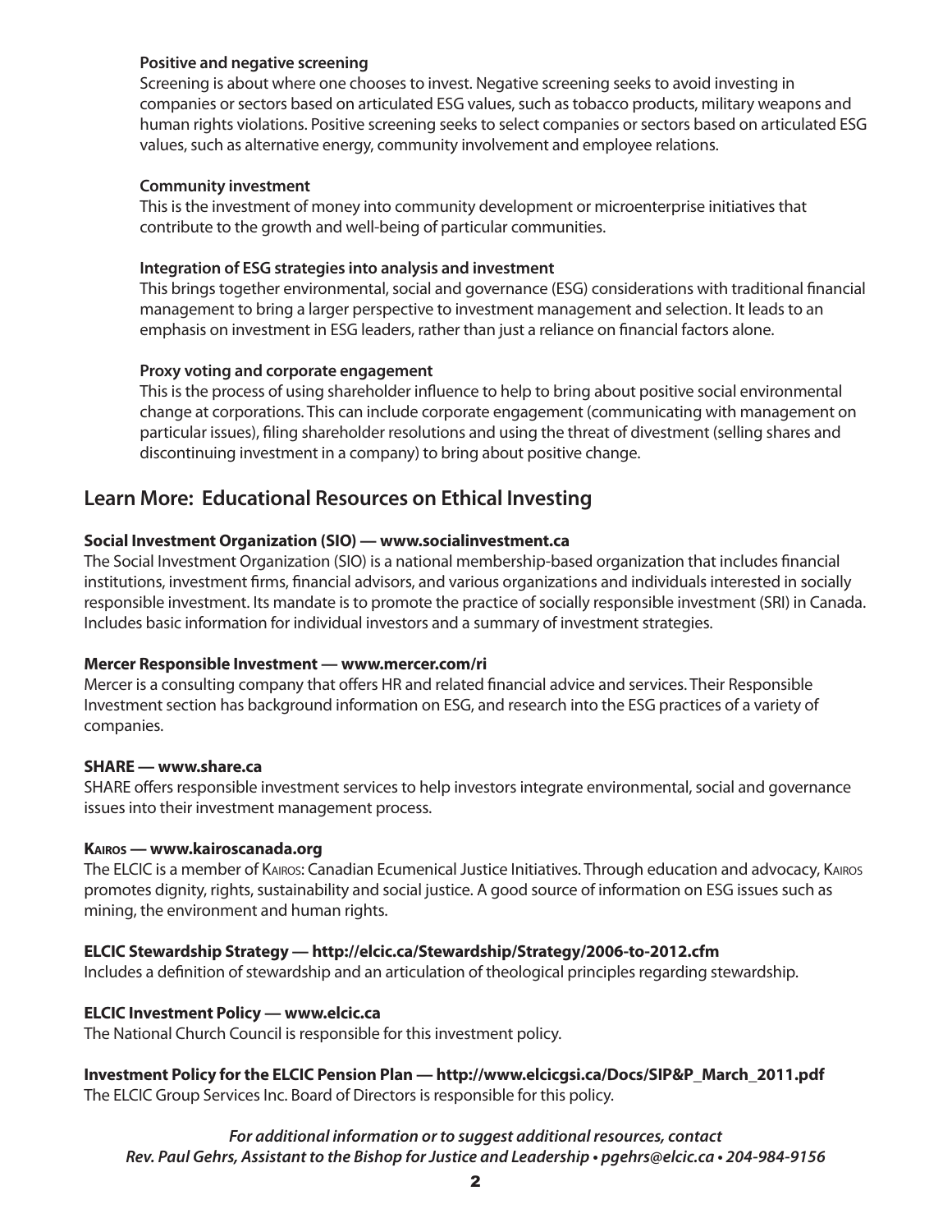**Positive and negative screening**

Screening is about where one chooses to invest. Negative screening seeks to avoid investing in companies or sectors based on articulated ESG values, such as tobacco products, military weapons and human rights violations. Positive screening seeks to select companies or sectors based on articulated ESG values, such as alternative energy, community involvement and employee relations.

**Community investment**

This is the investment of money into community development or microenterprise initiatives that contribute to the growth and well-being of particular communities.

**Integration of ESG strategies into analysis and investment**

This brings together environmental, social and governance (ESG) considerations with traditional financial management to bring a larger perspective to investment management and selection. It leads to an emphasis on investment in ESG leaders, rather than just a reliance on financial factors alone.

**Proxy voting and corporate engagement**

This is the process of using shareholder influence to help to bring about positive social environmental change at corporations. This can include corporate engagement (communicating with management on particular issues), filing shareholder resolutions and using the threat of divestment (selling shares and discontinuing investment in a company) to bring about positive change.

## Learn More: Educational Resources on Ethical Investing

**Social Investment Organization (SIO) — www.socialinvestment.ca**

The Social Investment Organization (SIO) is a national membership-based organization that includes financial institutions, investment firms, financial advisors, and various organizations and individuals interested in socially responsible investment. Its mandate is to promote the practice of socially responsible investment (SRI) in Canada. Includes basic information for individual investors and a summary of investment strategies.

**Mercer Responsible Investment — www.mercer.com/ri**

Mercer is a consulting company that offers HR and related financial advice and services. Their Responsible Investment section has background information on ESG, and research into the ESG practices of a variety of companies.

**SHARE — www.share.ca**

SHARE offers responsible investment services to help investors integrate environmental, social and governance issues into their investment management process.

**KAIROS — www.kairoscanada.org**

The ELCIC is a member of KAIROS: Canadian Ecumenical Justice Initiatives. Through education and advocacy, KAIROS promotes dignity, rights, sustainability and social justice. A good source of information on ESG issues such as mining, the environment and human rights.

**ELCIC Stewardship Strategy — http://elcic.ca/Stewardship/Strategy/2006-to-2012.cfm**

Includes a definition of stewardship and an articulation of theological principles regarding stewardship.

**ELCIC Investment Policy — www.elcic.ca**

The National Church Council is responsible for this investment policy.

**Investment Policy for the ELCIC Pension Plan — http://www.elcicgsi.ca/Docs/SIP&P_March_2011.pdf**

The ELCIC Group Services Inc. Board of Directors is responsible for this policy.

***For additional information or to suggest additional resources, contact***
***Rev. Paul Gehrs, Assistant to the Bishop for Justice and Leadership • pgehrs@elcic.ca • 204-984-9156***